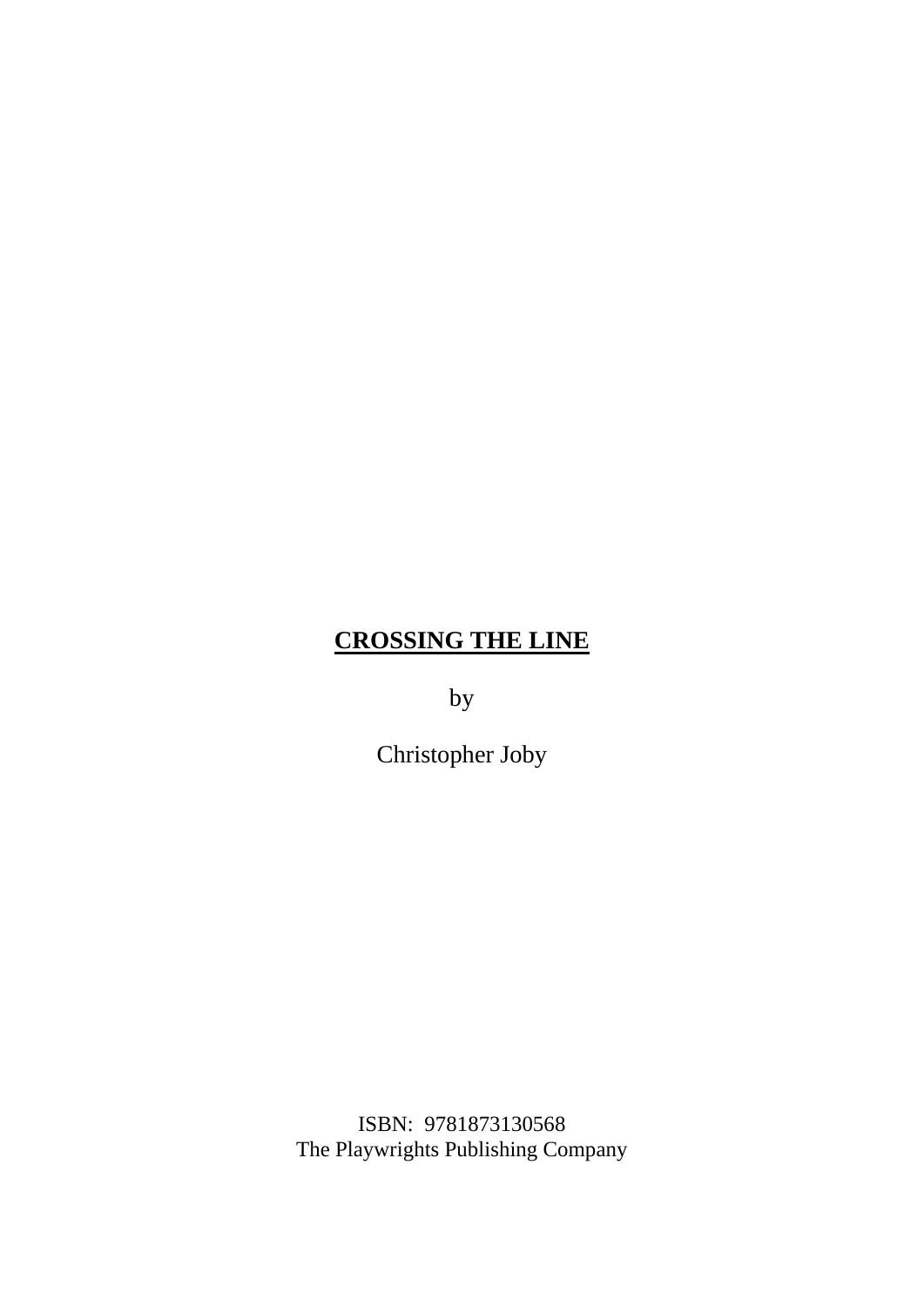# CROSSING THE LINE

by

Christopher Joby

ISBN: 9781873130568
The Playwrights Publishing Company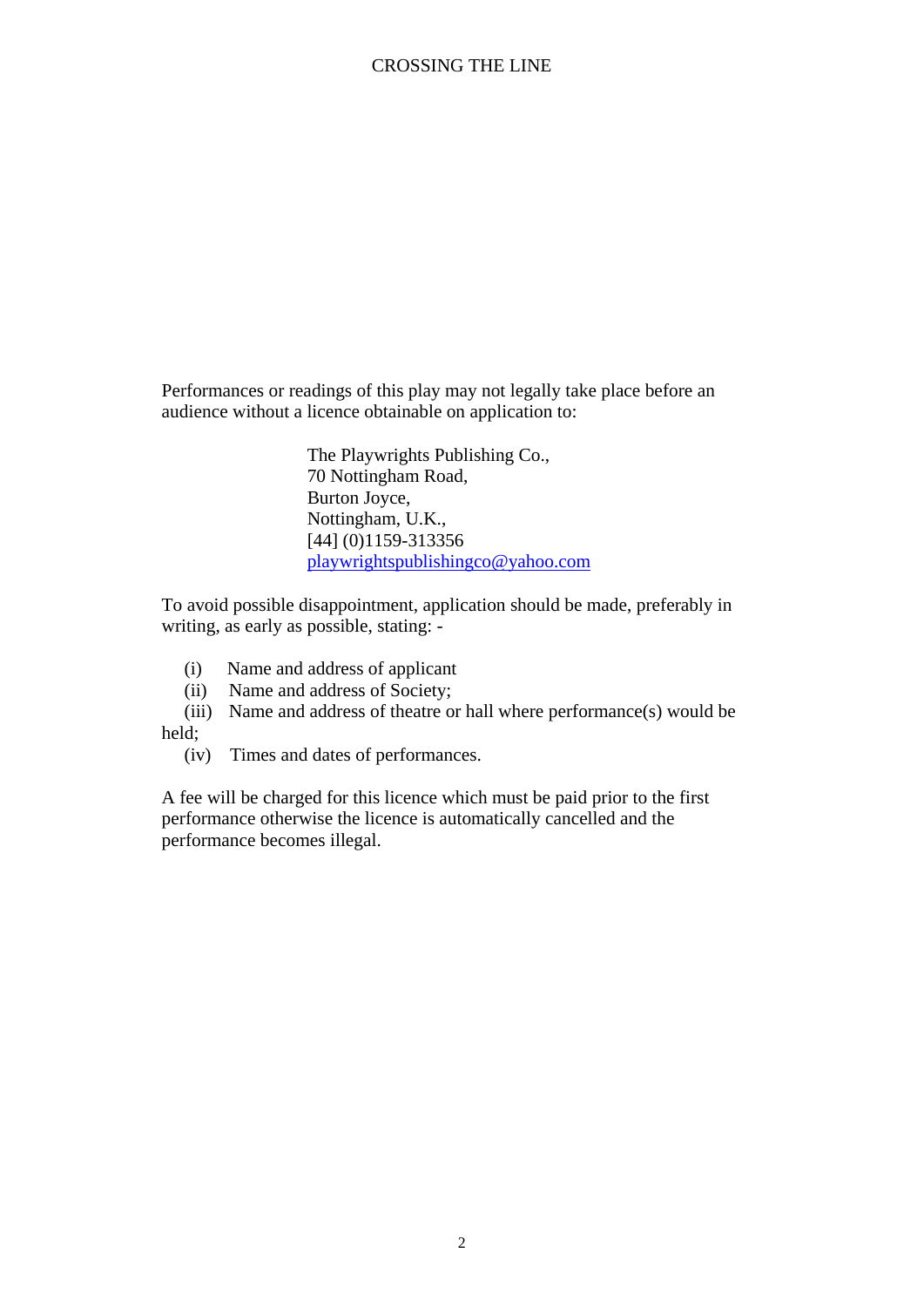Performances or readings of this play may not legally take place before an audience without a licence obtainable on application to:

The Playwrights Publishing Co.,
70 Nottingham Road,
Burton Joyce,
Nottingham, U.K.,
[44] (0)1159-313356
playwrightspublishingco@yahoo.com

To avoid possible disappointment, application should be made, preferably in writing, as early as possible, stating: -

(i) Name and address of applicant
(ii) Name and address of Society;
(iii) Name and address of theatre or hall where performance(s) would be held;
(iv) Times and dates of performances.

A fee will be charged for this licence which must be paid prior to the first performance otherwise the licence is automatically cancelled and the performance becomes illegal.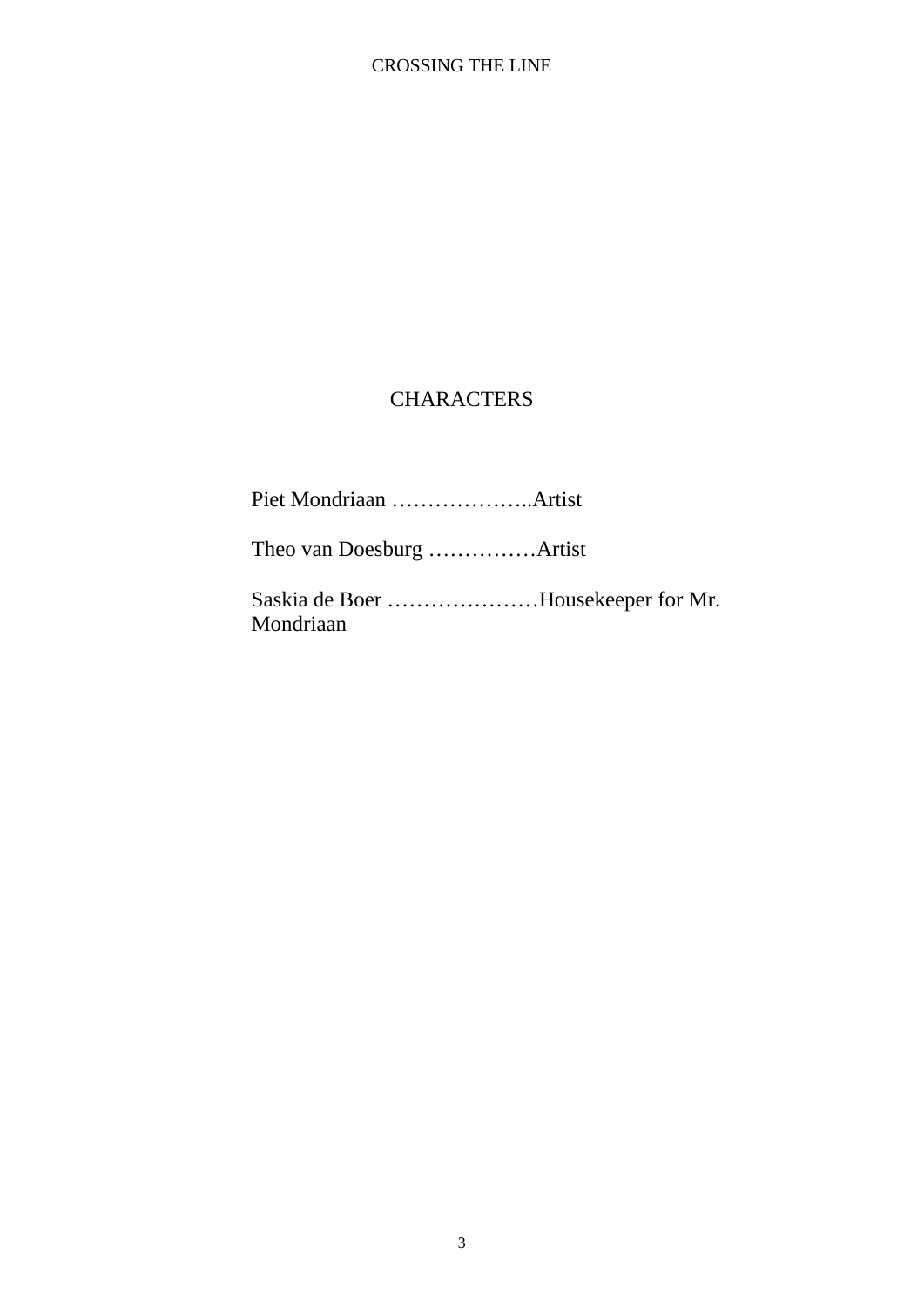# CHARACTERS

Piet Mondriaan ………………..Artist

Theo van Doesburg ……………Artist

Saskia de Boer …………………Housekeeper for Mr. Mondriaan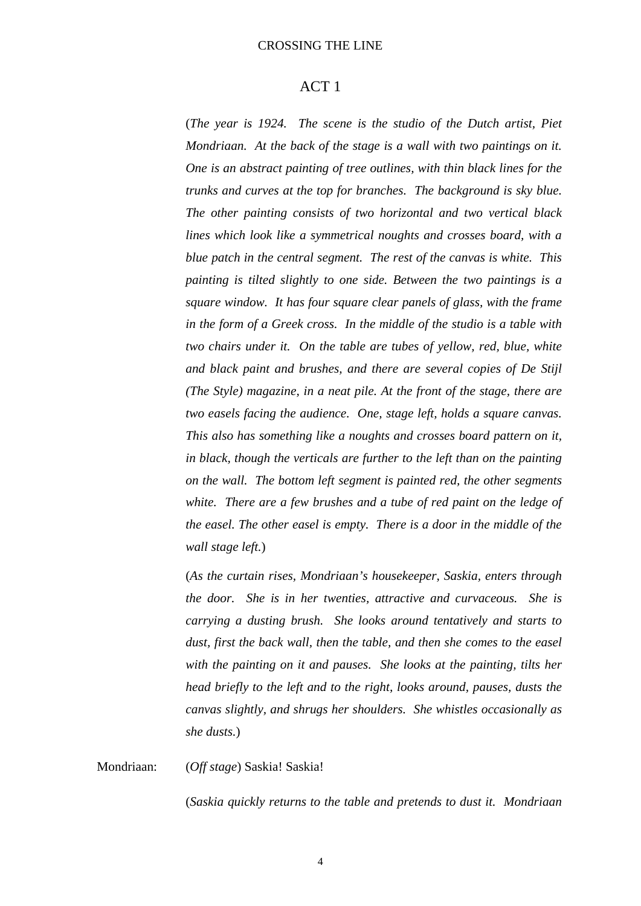## ACT 1

(*The year is 1924. The scene is the studio of the Dutch artist, Piet Mondriaan. At the back of the stage is a wall with two paintings on it. One is an abstract painting of tree outlines, with thin black lines for the trunks and curves at the top for branches. The background is sky blue. The other painting consists of two horizontal and two vertical black lines which look like a symmetrical noughts and crosses board, with a blue patch in the central segment. The rest of the canvas is white. This painting is tilted slightly to one side. Between the two paintings is a square window. It has four square clear panels of glass, with the frame in the form of a Greek cross. In the middle of the studio is a table with two chairs under it. On the table are tubes of yellow, red, blue, white and black paint and brushes, and there are several copies of De Stijl (The Style) magazine, in a neat pile. At the front of the stage, there are two easels facing the audience. One, stage left, holds a square canvas. This also has something like a noughts and crosses board pattern on it, in black, though the verticals are further to the left than on the painting on the wall. The bottom left segment is painted red, the other segments white. There are a few brushes and a tube of red paint on the ledge of the easel. The other easel is empty. There is a door in the middle of the wall stage left.*)

(*As the curtain rises, Mondriaan's housekeeper, Saskia, enters through the door. She is in her twenties, attractive and curvaceous. She is carrying a dusting brush. She looks around tentatively and starts to dust, first the back wall, then the table, and then she comes to the easel with the painting on it and pauses. She looks at the painting, tilts her head briefly to the left and to the right, looks around, pauses, dusts the canvas slightly, and shrugs her shoulders. She whistles occasionally as she dusts.*)

Mondriaan: (*Off stage*) Saskia! Saskia!

(*Saskia quickly returns to the table and pretends to dust it. Mondriaan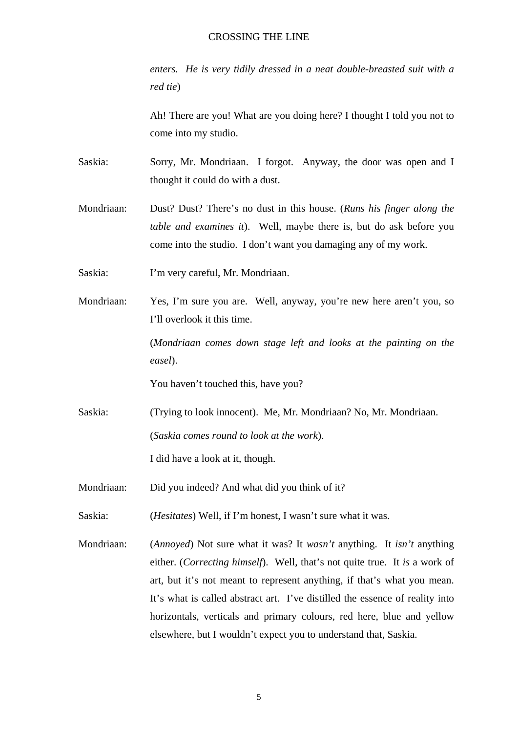*enters. He is very tidily dressed in a neat double-breasted suit with a red tie*)

Ah! There are you! What are you doing here? I thought I told you not to come into my studio.

Saskia: Sorry, Mr. Mondriaan. I forgot. Anyway, the door was open and I thought it could do with a dust.

Mondriaan: Dust? Dust? There's no dust in this house. (*Runs his finger along the table and examines it*). Well, maybe there is, but do ask before you come into the studio. I don't want you damaging any of my work.

Saskia: I'm very careful, Mr. Mondriaan.

Mondriaan: Yes, I'm sure you are. Well, anyway, you're new here aren't you, so I'll overlook it this time.

(*Mondriaan comes down stage left and looks at the painting on the easel*).

You haven't touched this, have you?

Saskia: (Trying to look innocent). Me, Mr. Mondriaan? No, Mr. Mondriaan.

(*Saskia comes round to look at the work*).

I did have a look at it, though.

Mondriaan: Did you indeed? And what did you think of it?

Saskia: (*Hesitates*) Well, if I'm honest, I wasn't sure what it was.

Mondriaan: (*Annoyed*) Not sure what it was? It *wasn't* anything. It *isn't* anything either. (*Correcting himself*). Well, that's not quite true. It *is* a work of art, but it's not meant to represent anything, if that's what you mean. It's what is called abstract art. I've distilled the essence of reality into horizontals, verticals and primary colours, red here, blue and yellow elsewhere, but I wouldn't expect you to understand that, Saskia.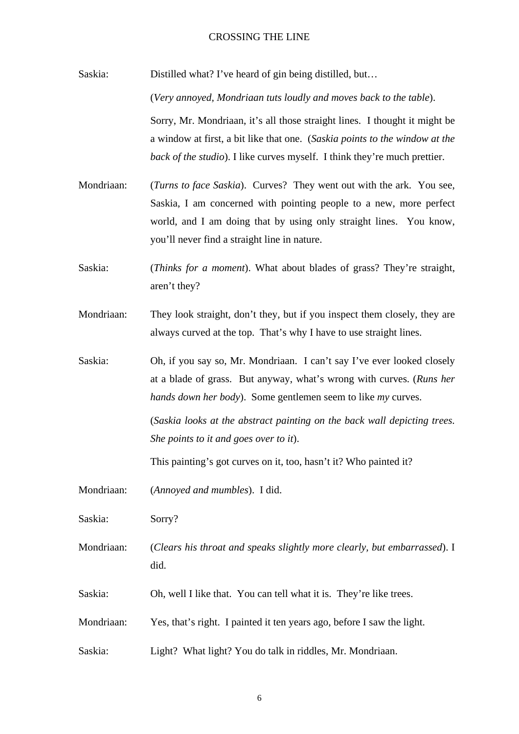**Saskia:** Distilled what? I've heard of gin being distilled, but…

(*Very annoyed, Mondriaan tuts loudly and moves back to the table*).

Sorry, Mr. Mondriaan, it's all those straight lines. I thought it might be a window at first, a bit like that one. (*Saskia points to the window at the back of the studio*). I like curves myself. I think they're much prettier.

**Mondriaan:** (*Turns to face Saskia*). Curves? They went out with the ark. You see, Saskia, I am concerned with pointing people to a new, more perfect world, and I am doing that by using only straight lines. You know, you'll never find a straight line in nature.

**Saskia:** (*Thinks for a moment*). What about blades of grass? They're straight, aren't they?

**Mondriaan:** They look straight, don't they, but if you inspect them closely, they are always curved at the top. That's why I have to use straight lines.

**Saskia:** Oh, if you say so, Mr. Mondriaan. I can't say I've ever looked closely at a blade of grass. But anyway, what's wrong with curves. (*Runs her hands down her body*). Some gentlemen seem to like *my* curves.

(*Saskia looks at the abstract painting on the back wall depicting trees. She points to it and goes over to it*).

This painting's got curves on it, too, hasn't it? Who painted it?

**Mondriaan:** (*Annoyed and mumbles*). I did.

**Saskia:** Sorry?

**Mondriaan:** (*Clears his throat and speaks slightly more clearly, but embarrassed*). I did.

**Saskia:** Oh, well I like that. You can tell what it is. They're like trees.

**Mondriaan:** Yes, that's right. I painted it ten years ago, before I saw the light.

**Saskia:** Light? What light? You do talk in riddles, Mr. Mondriaan.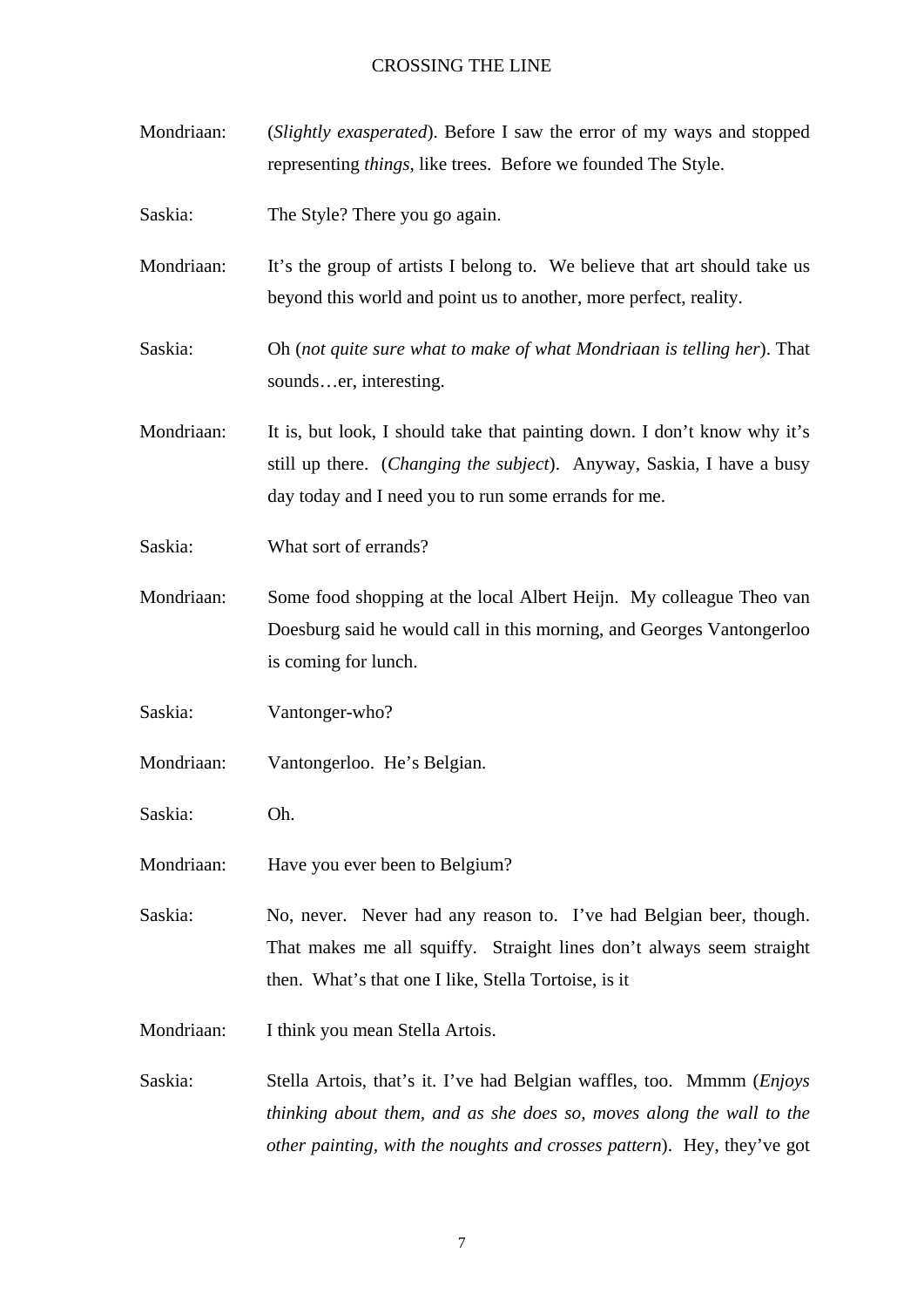Mondriaan: (*Slightly exasperated*). Before I saw the error of my ways and stopped representing *things*, like trees. Before we founded The Style.

Saskia: The Style? There you go again.

Mondriaan: It's the group of artists I belong to. We believe that art should take us beyond this world and point us to another, more perfect, reality.

Saskia: Oh (*not quite sure what to make of what Mondriaan is telling her*). That sounds…er, interesting.

Mondriaan: It is, but look, I should take that painting down. I don't know why it's still up there. (*Changing the subject*). Anyway, Saskia, I have a busy day today and I need you to run some errands for me.

Saskia: What sort of errands?

Mondriaan: Some food shopping at the local Albert Heijn. My colleague Theo van Doesburg said he would call in this morning, and Georges Vantongerloo is coming for lunch.

Saskia: Vantonger-who?

Mondriaan: Vantongerloo. He's Belgian.

Saskia: Oh.

Mondriaan: Have you ever been to Belgium?

Saskia: No, never. Never had any reason to. I've had Belgian beer, though. That makes me all squiffy. Straight lines don't always seem straight then. What's that one I like, Stella Tortoise, is it

Mondriaan: I think you mean Stella Artois.

Saskia: Stella Artois, that's it. I've had Belgian waffles, too. Mmmm (*Enjoys thinking about them, and as she does so, moves along the wall to the other painting, with the noughts and crosses pattern*). Hey, they've got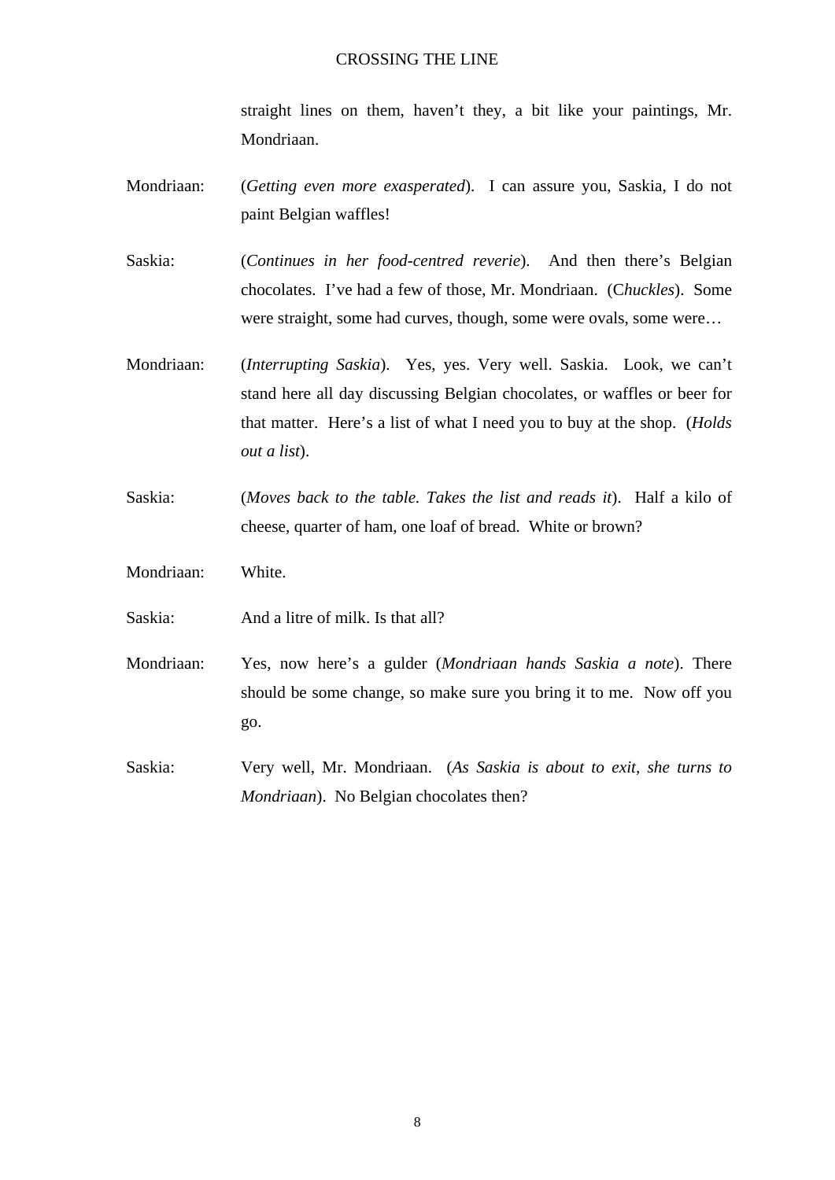straight lines on them, haven't they, a bit like your paintings, Mr. Mondriaan.

Mondriaan: (*Getting even more exasperated*). I can assure you, Saskia, I do not paint Belgian waffles!

Saskia: (*Continues in her food-centred reverie*). And then there's Belgian chocolates. I've had a few of those, Mr. Mondriaan. (C*huckles*). Some were straight, some had curves, though, some were ovals, some were…

Mondriaan: (*Interrupting Saskia*). Yes, yes. Very well. Saskia. Look, we can't stand here all day discussing Belgian chocolates, or waffles or beer for that matter. Here's a list of what I need you to buy at the shop. (*Holds out a list*).

Saskia: (*Moves back to the table. Takes the list and reads it*). Half a kilo of cheese, quarter of ham, one loaf of bread. White or brown?

Mondriaan: White.

Saskia: And a litre of milk. Is that all?

Mondriaan: Yes, now here's a gulder (*Mondriaan hands Saskia a note*). There should be some change, so make sure you bring it to me. Now off you go.

Saskia: Very well, Mr. Mondriaan. (*As Saskia is about to exit, she turns to Mondriaan*). No Belgian chocolates then?